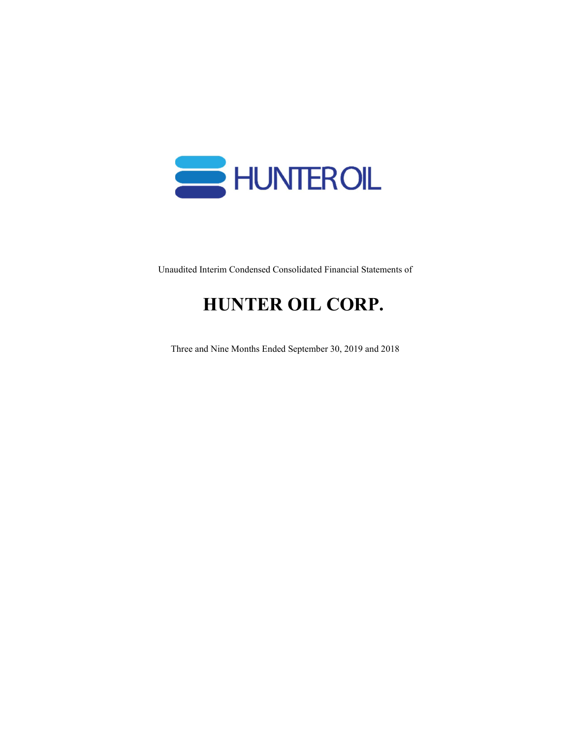HUNTER OIL

Unaudited Interim Condensed Consolidated Financial Statements of

# HUNTER OIL CORP.

Three and Nine Months Ended September 30, 2019 and 2018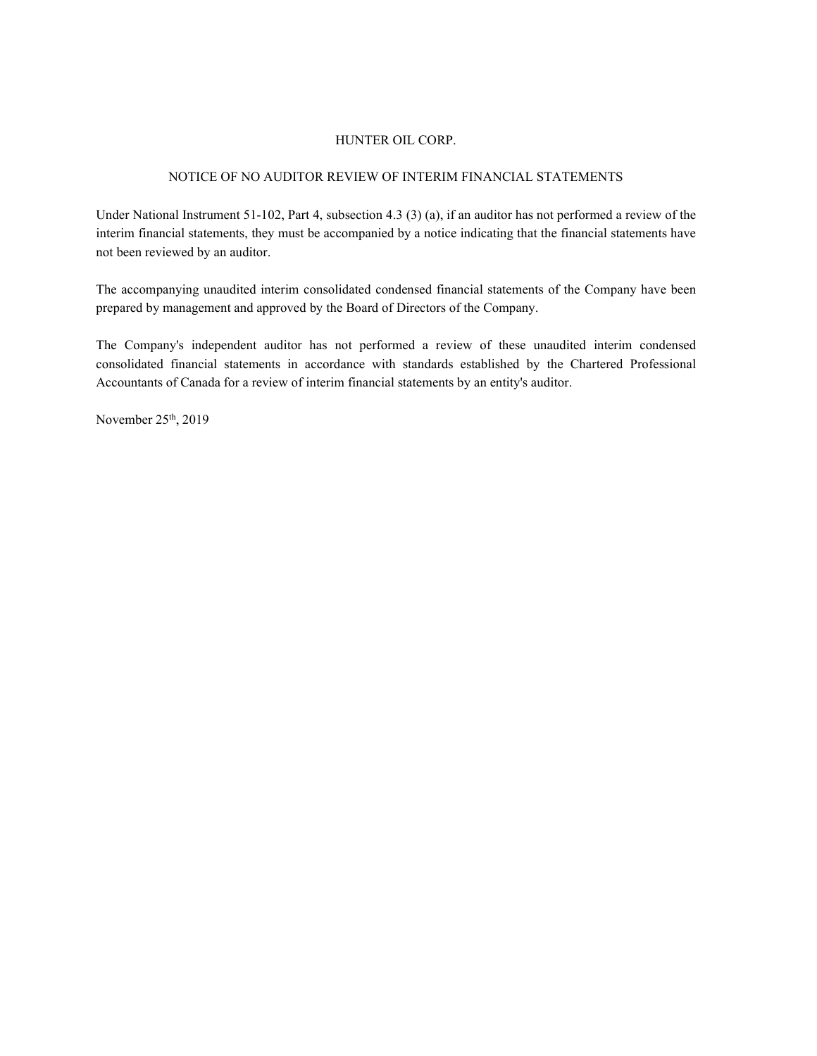# HUNTER OIL CORP.

## NOTICE OF NO AUDITOR REVIEW OF INTERIM FINANCIAL STATEMENTS

Under National Instrument 51-102, Part 4, subsection 4.3 (3) (a), if an auditor has not performed a review of the interim financial statements, they must be accompanied by a notice indicating that the financial statements have not been reviewed by an auditor.

The accompanying unaudited interim consolidated condensed financial statements of the Company have been prepared by management and approved by the Board of Directors of the Company.

The Company's independent auditor has not performed a review of these unaudited interim condensed consolidated financial statements in accordance with standards established by the Chartered Professional Accountants of Canada for a review of interim financial statements by an entity's auditor.

November 25th, 2019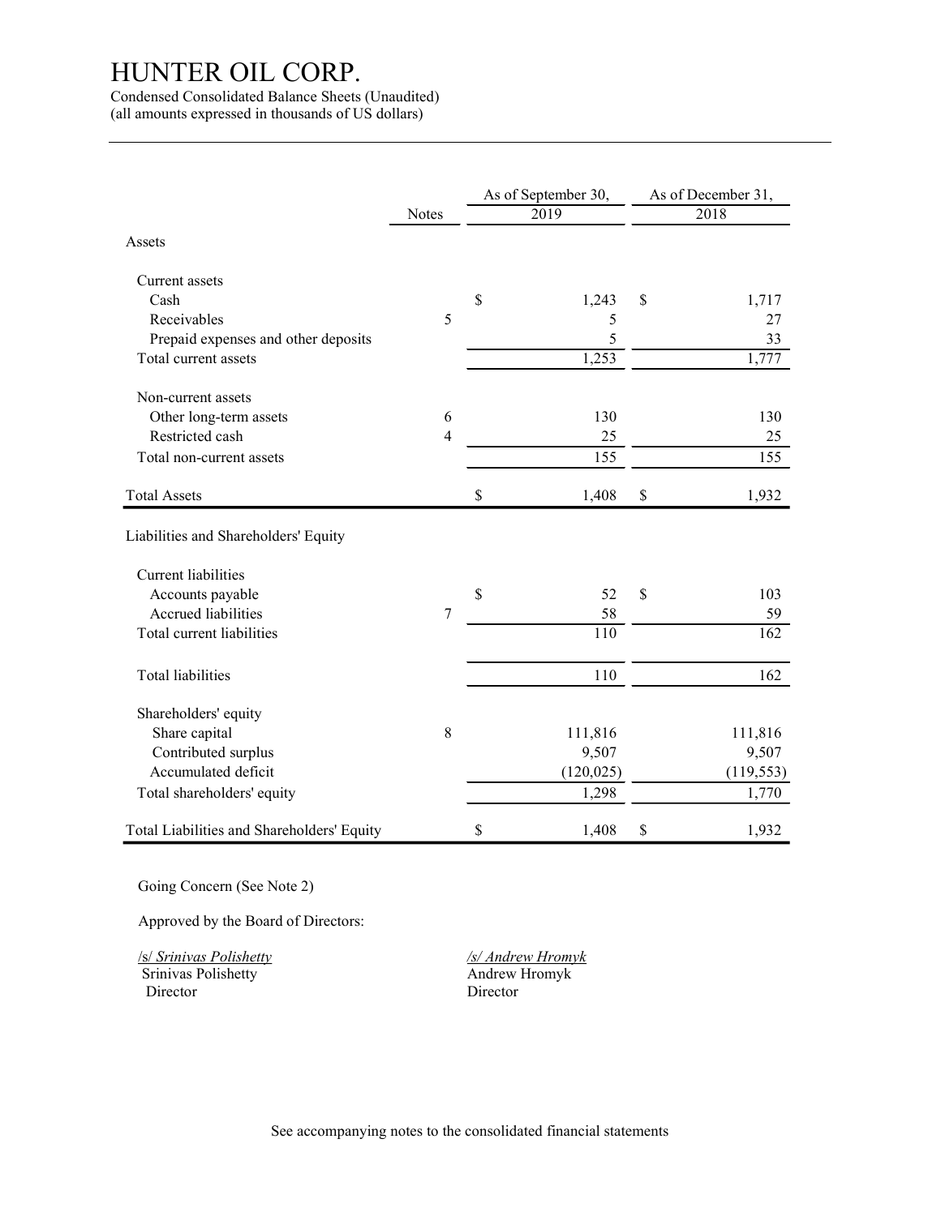# HUNTER OIL CORP.

Condensed Consolidated Balance Sheets (Unaudited)
(all amounts expressed in thousands of US dollars)

| | Notes | As of September 30, 2019 | As of December 31, 2018 |
|---|---|---|---|
| **Assets** | | | |
| Current assets | | | |
| Cash | | $ 1,243 | $ 1,717 |
| Receivables | 5 | 5 | 27 |
| Prepaid expenses and other deposits | | 5 | 33 |
| Total current assets | | 1,253 | 1,777 |
| Non-current assets | | | |
| Other long-term assets | 6 | 130 | 130 |
| Restricted cash | 4 | 25 | 25 |
| Total non-current assets | | 155 | 155 |
| Total Assets | | $ 1,408 | $ 1,932 |
| **Liabilities and Shareholders' Equity** | | | |
| Current liabilities | | | |
| Accounts payable | | $ 52 | $ 103 |
| Accrued liabilities | 7 | 58 | 59 |
| Total current liabilities | | 110 | 162 |
| Total liabilities | | 110 | 162 |
| Shareholders' equity | | | |
| Share capital | 8 | 111,816 | 111,816 |
| Contributed surplus | | 9,507 | 9,507 |
| Accumulated deficit | | (120,025) | (119,553) |
| Total shareholders' equity | | 1,298 | 1,770 |
| Total Liabilities and Shareholders' Equity | | $ 1,408 | $ 1,932 |

Going Concern (See Note 2)

Approved by the Board of Directors:

/s/ *Srinivas Polishetty*
Srinivas Polishetty
Director

*/s/ Andrew Hromyk*
Andrew Hromyk
Director

See accompanying notes to the consolidated financial statements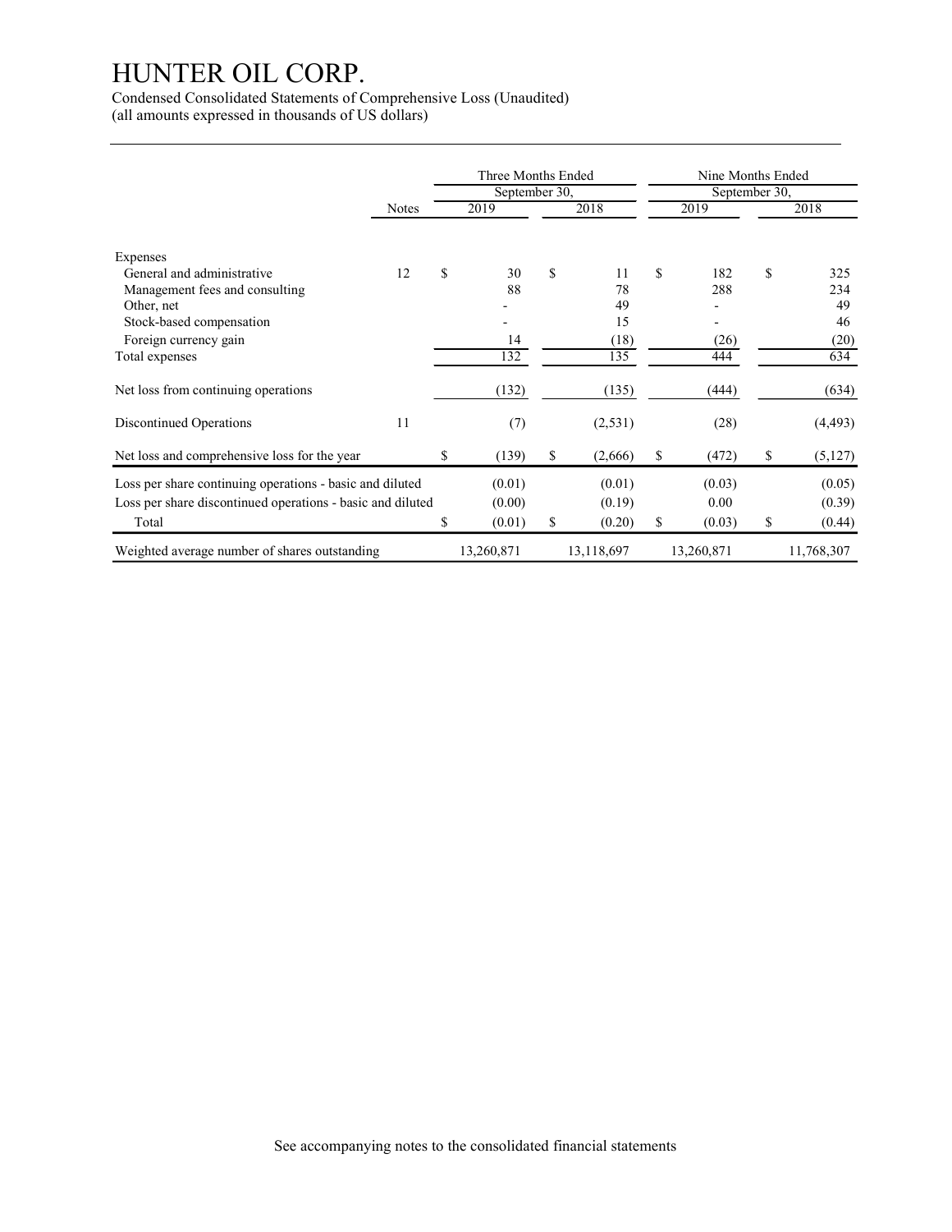# HUNTER OIL CORP.

Condensed Consolidated Statements of Comprehensive Loss (Unaudited)
(all amounts expressed in thousands of US dollars)

| | Notes | Three Months Ended September 30, | | Nine Months Ended September 30, | |
|---|---|---|---|---|---|
| | | 2019 | 2018 | 2019 | 2018 |
| Expenses | | | | | |
| General and administrative | 12 | $ 30 | $ 11 | $ 182 | $ 325 |
| Management fees and consulting | | 88 | 78 | 288 | 234 |
| Other, net | | - | 49 | - | 49 |
| Stock-based compensation | | - | 15 | - | 46 |
| Foreign currency gain | | 14 | (18) | (26) | (20) |
| Total expenses | | 132 | 135 | 444 | 634 |
| Net loss from continuing operations | | (132) | (135) | (444) | (634) |
| Discontinued Operations | 11 | (7) | (2,531) | (28) | (4,493) |
| Net loss and comprehensive loss for the year | | $ (139) | $ (2,666) | $ (472) | $ (5,127) |
| Loss per share continuing operations - basic and diluted | | (0.01) | (0.01) | (0.03) | (0.05) |
| Loss per share discontinued operations - basic and diluted | | (0.00) | (0.19) | 0.00 | (0.39) |
| Total | | $ (0.01) | $ (0.20) | $ (0.03) | $ (0.44) |
| Weighted average number of shares outstanding | | 13,260,871 | 13,118,697 | 13,260,871 | 11,768,307 |

See accompanying notes to the consolidated financial statements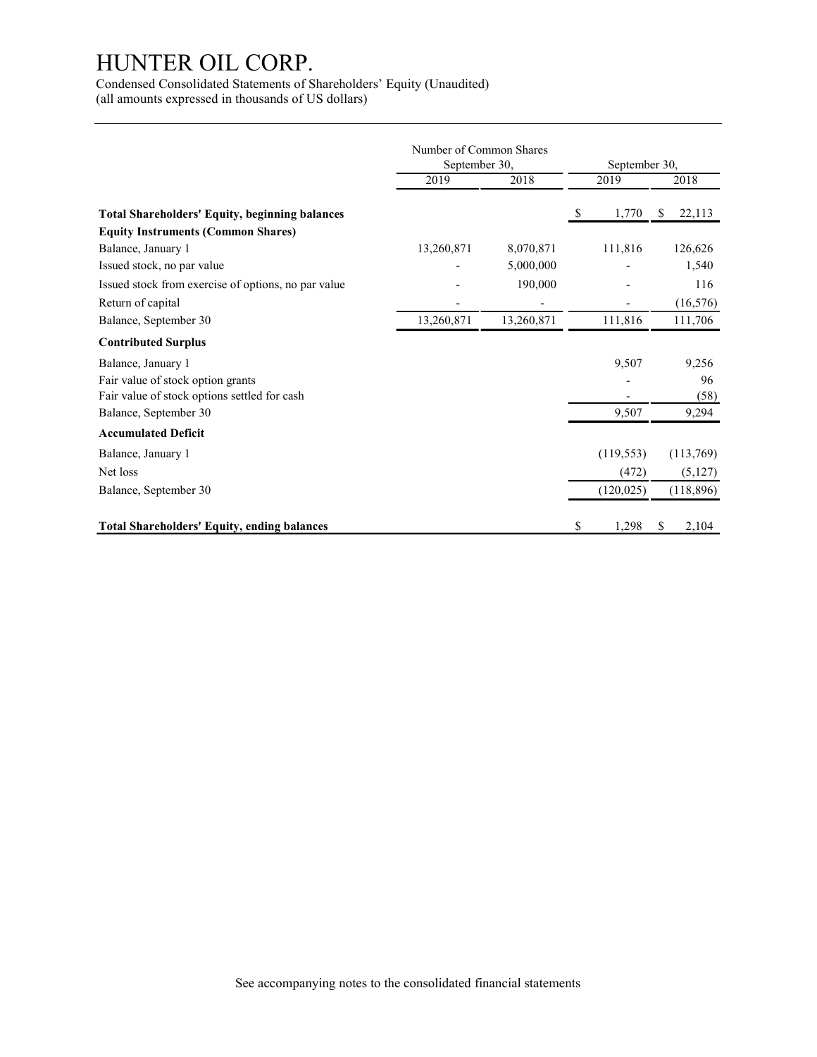# HUNTER OIL CORP.

Condensed Consolidated Statements of Shareholders' Equity (Unaudited)
(all amounts expressed in thousands of US dollars)

| | Number of Common Shares September 30, | | September 30, | |
|---|---|---|---|---|
| | 2019 | 2018 | 2019 | 2018 |
| **Total Shareholders' Equity, beginning balances** | | | $ 1,770 | $ 22,113 |
| **Equity Instruments (Common Shares)** | | | | |
| Balance, January 1 | 13,260,871 | 8,070,871 | 111,816 | 126,626 |
| Issued stock, no par value | - | 5,000,000 | - | 1,540 |
| Issued stock from exercise of options, no par value | - | 190,000 | - | 116 |
| Return of capital | - | - | - | (16,576) |
| Balance, September 30 | 13,260,871 | 13,260,871 | 111,816 | 111,706 |
| **Contributed Surplus** | | | | |
| Balance, January 1 | | | 9,507 | 9,256 |
| Fair value of stock option grants | | | - | 96 |
| Fair value of stock options settled for cash | | | - | (58) |
| Balance, September 30 | | | 9,507 | 9,294 |
| **Accumulated Deficit** | | | | |
| Balance, January 1 | | | (119,553) | (113,769) |
| Net loss | | | (472) | (5,127) |
| Balance, September 30 | | | (120,025) | (118,896) |
| **Total Shareholders' Equity, ending balances** | | | $ 1,298 | $ 2,104 |

See accompanying notes to the consolidated financial statements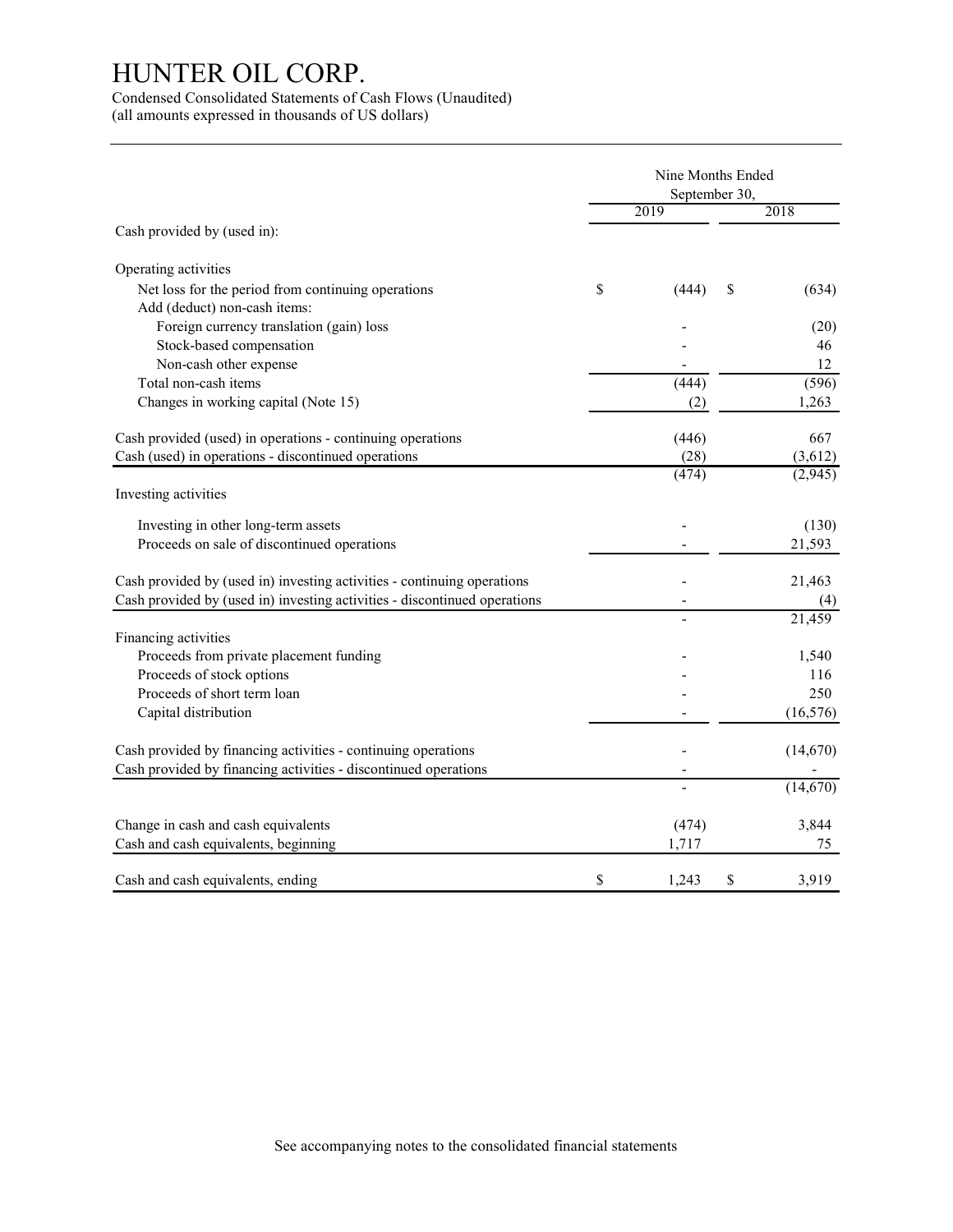# HUNTER OIL CORP.

Condensed Consolidated Statements of Cash Flows (Unaudited)
(all amounts expressed in thousands of US dollars)

| | Nine Months Ended September 30, | |
|---|---|---|
| | 2019 | 2018 |
| Cash provided by (used in): | | |
| **Operating activities** | | |
| Net loss for the period from continuing operations | $ (444) | $ (634) |
| Add (deduct) non-cash items: | | |
| Foreign currency translation (gain) loss | - | (20) |
| Stock-based compensation | - | 46 |
| Non-cash other expense | - | 12 |
| Total non-cash items | (444) | (596) |
| Changes in working capital (Note 15) | (2) | 1,263 |
| Cash provided (used) in operations - continuing operations | (446) | 667 |
| Cash (used) in operations - discontinued operations | (28) | (3,612) |
| | (474) | (2,945) |
| **Investing activities** | | |
| Investing in other long-term assets | - | (130) |
| Proceeds on sale of discontinued operations | - | 21,593 |
| Cash provided by (used in) investing activities - continuing operations | - | 21,463 |
| Cash provided by (used in) investing activities - discontinued operations | - | (4) |
| | - | 21,459 |
| **Financing activities** | | |
| Proceeds from private placement funding | - | 1,540 |
| Proceeds of stock options | - | 116 |
| Proceeds of short term loan | - | 250 |
| Capital distribution | - | (16,576) |
| Cash provided by financing activities - continuing operations | - | (14,670) |
| Cash provided by financing activities - discontinued operations | - | - |
| | - | (14,670) |
| Change in cash and cash equivalents | (474) | 3,844 |
| Cash and cash equivalents, beginning | 1,717 | 75 |
| Cash and cash equivalents, ending | $ 1,243 | $ 3,919 |

See accompanying notes to the consolidated financial statements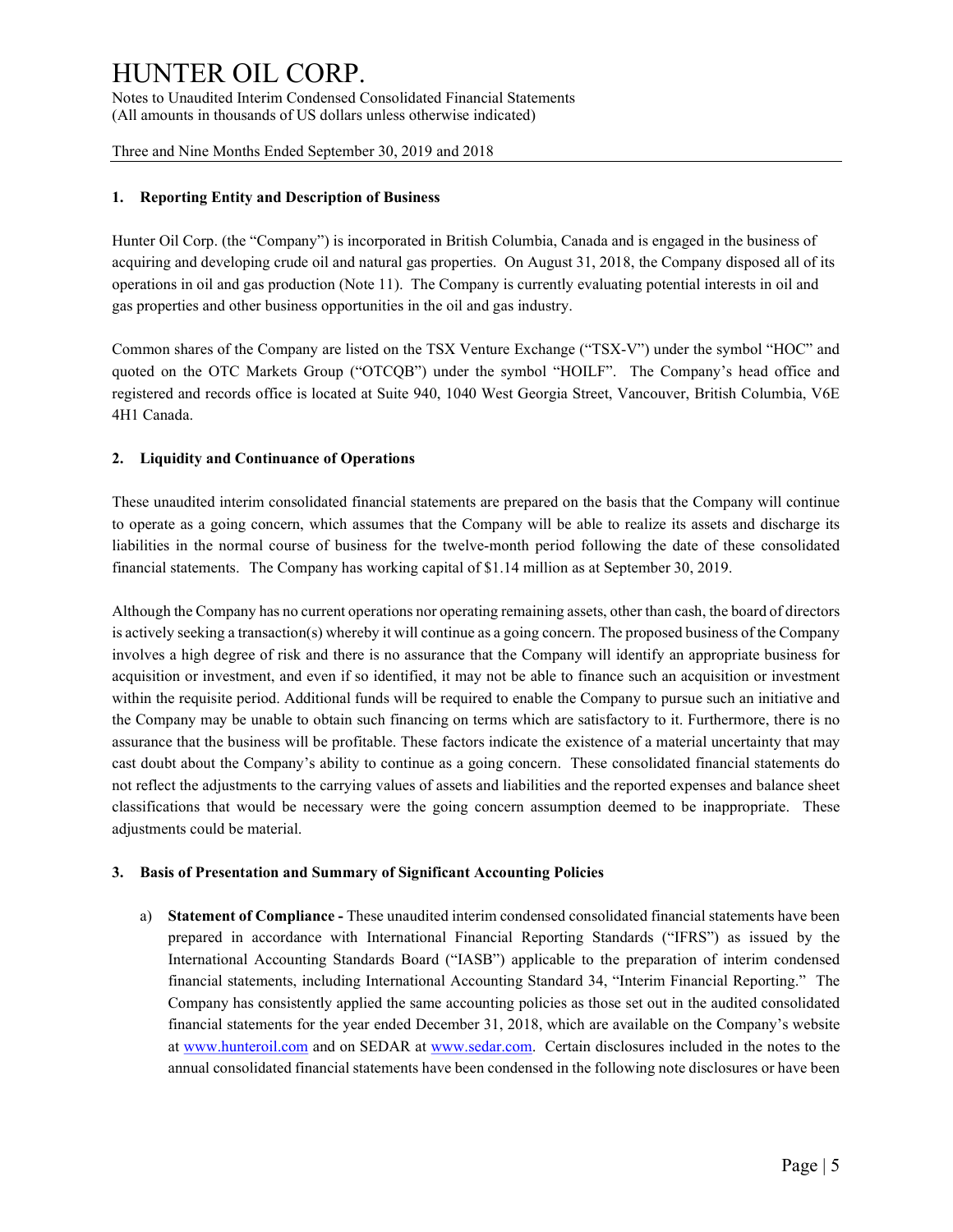### 1. Reporting Entity and Description of Business

Hunter Oil Corp. (the "Company") is incorporated in British Columbia, Canada and is engaged in the business of acquiring and developing crude oil and natural gas properties. On August 31, 2018, the Company disposed all of its operations in oil and gas production (Note 11). The Company is currently evaluating potential interests in oil and gas properties and other business opportunities in the oil and gas industry.

Common shares of the Company are listed on the TSX Venture Exchange ("TSX-V") under the symbol "HOC" and quoted on the OTC Markets Group ("OTCQB") under the symbol "HOILF". The Company's head office and registered and records office is located at Suite 940, 1040 West Georgia Street, Vancouver, British Columbia, V6E 4H1 Canada.

### 2. Liquidity and Continuance of Operations

These unaudited interim consolidated financial statements are prepared on the basis that the Company will continue to operate as a going concern, which assumes that the Company will be able to realize its assets and discharge its liabilities in the normal course of business for the twelve-month period following the date of these consolidated financial statements. The Company has working capital of $1.14 million as at September 30, 2019.

Although the Company has no current operations nor operating remaining assets, other than cash, the board of directors is actively seeking a transaction(s) whereby it will continue as a going concern. The proposed business of the Company involves a high degree of risk and there is no assurance that the Company will identify an appropriate business for acquisition or investment, and even if so identified, it may not be able to finance such an acquisition or investment within the requisite period. Additional funds will be required to enable the Company to pursue such an initiative and the Company may be unable to obtain such financing on terms which are satisfactory to it. Furthermore, there is no assurance that the business will be profitable. These factors indicate the existence of a material uncertainty that may cast doubt about the Company's ability to continue as a going concern. These consolidated financial statements do not reflect the adjustments to the carrying values of assets and liabilities and the reported expenses and balance sheet classifications that would be necessary were the going concern assumption deemed to be inappropriate. These adjustments could be material.

### 3. Basis of Presentation and Summary of Significant Accounting Policies

a) **Statement of Compliance -** These unaudited interim condensed consolidated financial statements have been prepared in accordance with International Financial Reporting Standards ("IFRS") as issued by the International Accounting Standards Board ("IASB") applicable to the preparation of interim condensed financial statements, including International Accounting Standard 34, "Interim Financial Reporting." The Company has consistently applied the same accounting policies as those set out in the audited consolidated financial statements for the year ended December 31, 2018, which are available on the Company's website at www.hunteroil.com and on SEDAR at www.sedar.com. Certain disclosures included in the notes to the annual consolidated financial statements have been condensed in the following note disclosures or have been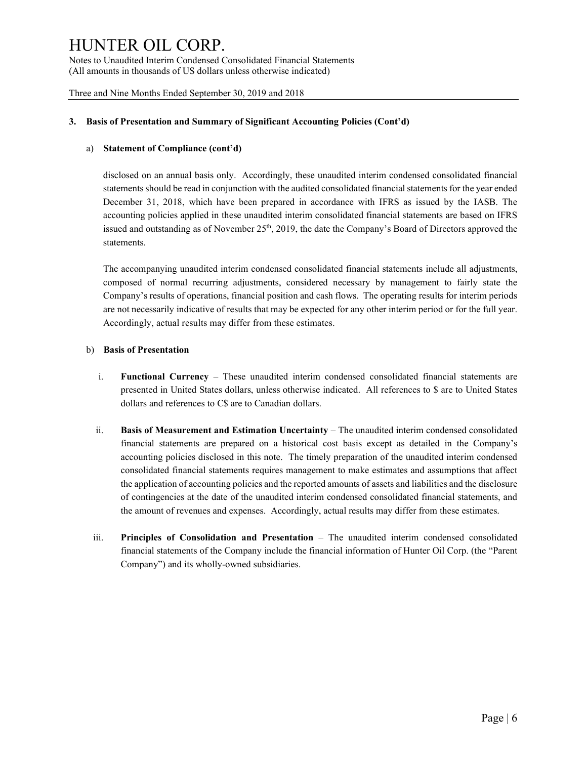### 3. Basis of Presentation and Summary of Significant Accounting Policies (Cont'd)

a) **Statement of Compliance (cont'd)**

disclosed on an annual basis only. Accordingly, these unaudited interim condensed consolidated financial statements should be read in conjunction with the audited consolidated financial statements for the year ended December 31, 2018, which have been prepared in accordance with IFRS as issued by the IASB. The accounting policies applied in these unaudited interim consolidated financial statements are based on IFRS issued and outstanding as of November 25th, 2019, the date the Company's Board of Directors approved the statements.

The accompanying unaudited interim condensed consolidated financial statements include all adjustments, composed of normal recurring adjustments, considered necessary by management to fairly state the Company's results of operations, financial position and cash flows. The operating results for interim periods are not necessarily indicative of results that may be expected for any other interim period or for the full year. Accordingly, actual results may differ from these estimates.

b) **Basis of Presentation**

i. **Functional Currency** – These unaudited interim condensed consolidated financial statements are presented in United States dollars, unless otherwise indicated. All references to $ are to United States dollars and references to C$ are to Canadian dollars.

ii. **Basis of Measurement and Estimation Uncertainty** – The unaudited interim condensed consolidated financial statements are prepared on a historical cost basis except as detailed in the Company's accounting policies disclosed in this note. The timely preparation of the unaudited interim condensed consolidated financial statements requires management to make estimates and assumptions that affect the application of accounting policies and the reported amounts of assets and liabilities and the disclosure of contingencies at the date of the unaudited interim condensed consolidated financial statements, and the amount of revenues and expenses. Accordingly, actual results may differ from these estimates.

iii. **Principles of Consolidation and Presentation** – The unaudited interim condensed consolidated financial statements of the Company include the financial information of Hunter Oil Corp. (the "Parent Company") and its wholly-owned subsidiaries.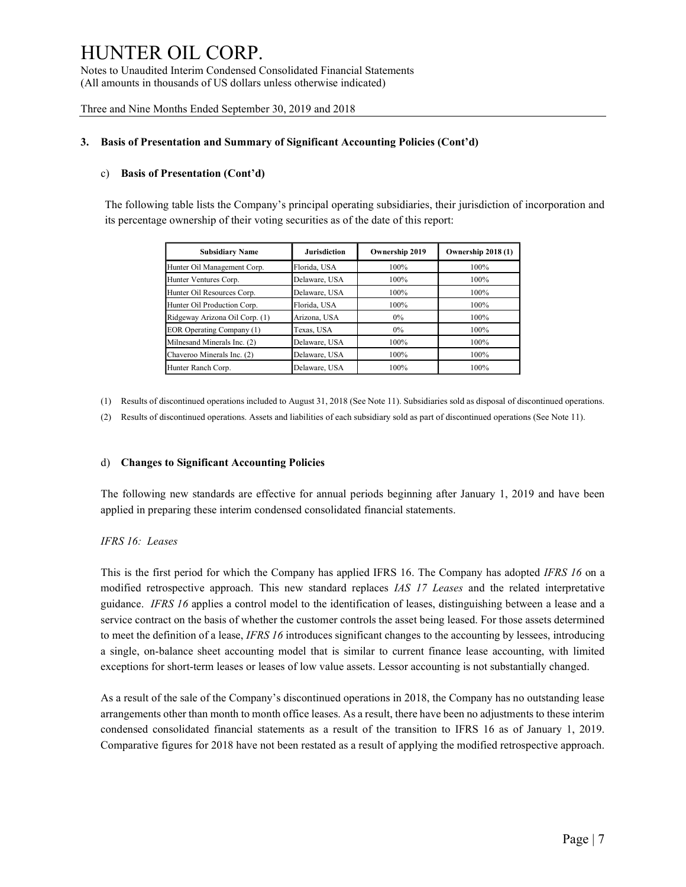# HUNTER OIL CORP.

Notes to Unaudited Interim Condensed Consolidated Financial Statements
(All amounts in thousands of US dollars unless otherwise indicated)

Three and Nine Months Ended September 30, 2019 and 2018

### 3. Basis of Presentation and Summary of Significant Accounting Policies (Cont'd)

#### c) Basis of Presentation (Cont'd)

The following table lists the Company's principal operating subsidiaries, their jurisdiction of incorporation and its percentage ownership of their voting securities as of the date of this report:

| Subsidiary Name | Jurisdiction | Ownership 2019 | Ownership 2018 (1) |
|---|---|---|---|
| Hunter Oil Management Corp. | Florida, USA | 100% | 100% |
| Hunter Ventures Corp. | Delaware, USA | 100% | 100% |
| Hunter Oil Resources Corp. | Delaware, USA | 100% | 100% |
| Hunter Oil Production Corp. | Florida, USA | 100% | 100% |
| Ridgeway Arizona Oil Corp. (1) | Arizona, USA | 0% | 100% |
| EOR Operating Company (1) | Texas, USA | 0% | 100% |
| Milnesand Minerals Inc. (2) | Delaware, USA | 100% | 100% |
| Chaveroo Minerals Inc. (2) | Delaware, USA | 100% | 100% |
| Hunter Ranch Corp. | Delaware, USA | 100% | 100% |

(1) Results of discontinued operations included to August 31, 2018 (See Note 11). Subsidiaries sold as disposal of discontinued operations.

(2) Results of discontinued operations. Assets and liabilities of each subsidiary sold as part of discontinued operations (See Note 11).

#### d) Changes to Significant Accounting Policies

The following new standards are effective for annual periods beginning after January 1, 2019 and have been applied in preparing these interim condensed consolidated financial statements.

*IFRS 16: Leases*

This is the first period for which the Company has applied IFRS 16. The Company has adopted *IFRS 16* on a modified retrospective approach. This new standard replaces *IAS 17 Leases* and the related interpretative guidance. *IFRS 16* applies a control model to the identification of leases, distinguishing between a lease and a service contract on the basis of whether the customer controls the asset being leased. For those assets determined to meet the definition of a lease, *IFRS 16* introduces significant changes to the accounting by lessees, introducing a single, on-balance sheet accounting model that is similar to current finance lease accounting, with limited exceptions for short-term leases or leases of low value assets. Lessor accounting is not substantially changed.

As a result of the sale of the Company's discontinued operations in 2018, the Company has no outstanding lease arrangements other than month to month office leases. As a result, there have been no adjustments to these interim condensed consolidated financial statements as a result of the transition to IFRS 16 as of January 1, 2019. Comparative figures for 2018 have not been restated as a result of applying the modified retrospective approach.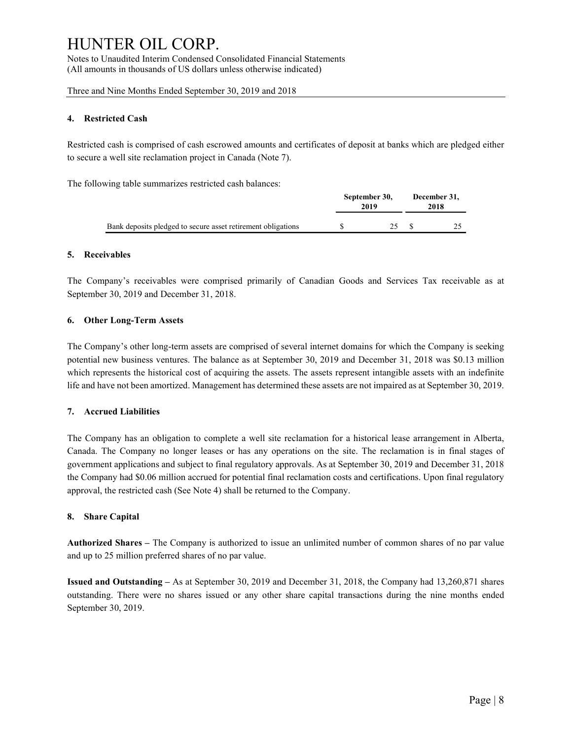# HUNTER OIL CORP.

Notes to Unaudited Interim Condensed Consolidated Financial Statements
(All amounts in thousands of US dollars unless otherwise indicated)

Three and Nine Months Ended September 30, 2019 and 2018

### 4. Restricted Cash

Restricted cash is comprised of cash escrowed amounts and certificates of deposit at banks which are pledged either to secure a well site reclamation project in Canada (Note 7).

The following table summarizes restricted cash balances:

| | September 30, 2019 | December 31, 2018 |
|---|---|---|
| Bank deposits pledged to secure asset retirement obligations | $ 25 | $ 25 |

### 5. Receivables

The Company's receivables were comprised primarily of Canadian Goods and Services Tax receivable as at September 30, 2019 and December 31, 2018.

### 6. Other Long-Term Assets

The Company's other long-term assets are comprised of several internet domains for which the Company is seeking potential new business ventures. The balance as at September 30, 2019 and December 31, 2018 was $0.13 million which represents the historical cost of acquiring the assets. The assets represent intangible assets with an indefinite life and have not been amortized. Management has determined these assets are not impaired as at September 30, 2019.

### 7. Accrued Liabilities

The Company has an obligation to complete a well site reclamation for a historical lease arrangement in Alberta, Canada. The Company no longer leases or has any operations on the site. The reclamation is in final stages of government applications and subject to final regulatory approvals. As at September 30, 2019 and December 31, 2018 the Company had $0.06 million accrued for potential final reclamation costs and certifications. Upon final regulatory approval, the restricted cash (See Note 4) shall be returned to the Company.

### 8. Share Capital

**Authorized Shares –** The Company is authorized to issue an unlimited number of common shares of no par value and up to 25 million preferred shares of no par value.

**Issued and Outstanding –** As at September 30, 2019 and December 31, 2018, the Company had 13,260,871 shares outstanding. There were no shares issued or any other share capital transactions during the nine months ended September 30, 2019.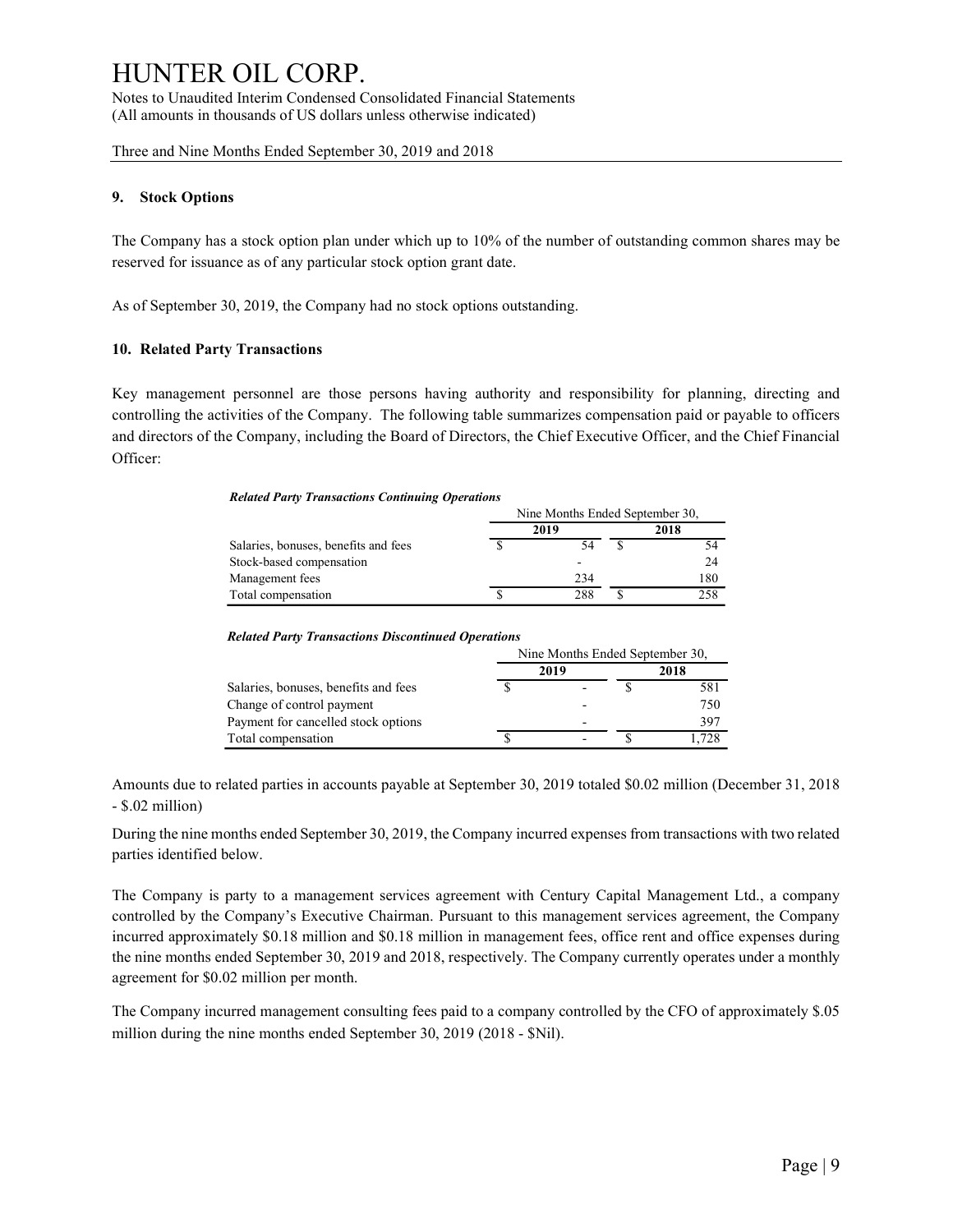# HUNTER OIL CORP.

Notes to Unaudited Interim Condensed Consolidated Financial Statements
(All amounts in thousands of US dollars unless otherwise indicated)

Three and Nine Months Ended September 30, 2019 and 2018

## 9. Stock Options

The Company has a stock option plan under which up to 10% of the number of outstanding common shares may be reserved for issuance as of any particular stock option grant date.

As of September 30, 2019, the Company had no stock options outstanding.

## 10. Related Party Transactions

Key management personnel are those persons having authority and responsibility for planning, directing and controlling the activities of the Company. The following table summarizes compensation paid or payable to officers and directors of the Company, including the Board of Directors, the Chief Executive Officer, and the Chief Financial Officer:

***Related Party Transactions Continuing Operations***

| | Nine Months Ended September 30, | |
|---|---|---|
| | **2019** | **2018** |
| Salaries, bonuses, benefits and fees | $ 54 | $ 54 |
| Stock-based compensation | - | 24 |
| Management fees | 234 | 180 |
| Total compensation | $ 288 | $ 258 |

***Related Party Transactions Discontinued Operations***

| | Nine Months Ended September 30, | |
|---|---|---|
| | **2019** | **2018** |
| Salaries, bonuses, benefits and fees | $ - | $ 581 |
| Change of control payment | - | 750 |
| Payment for cancelled stock options | - | 397 |
| Total compensation | $ - | $ 1,728 |

Amounts due to related parties in accounts payable at September 30, 2019 totaled $0.02 million (December 31, 2018 - $.02 million)

During the nine months ended September 30, 2019, the Company incurred expenses from transactions with two related parties identified below.

The Company is party to a management services agreement with Century Capital Management Ltd., a company controlled by the Company's Executive Chairman. Pursuant to this management services agreement, the Company incurred approximately $0.18 million and $0.18 million in management fees, office rent and office expenses during the nine months ended September 30, 2019 and 2018, respectively. The Company currently operates under a monthly agreement for $0.02 million per month.

The Company incurred management consulting fees paid to a company controlled by the CFO of approximately $.05 million during the nine months ended September 30, 2019 (2018 - $Nil).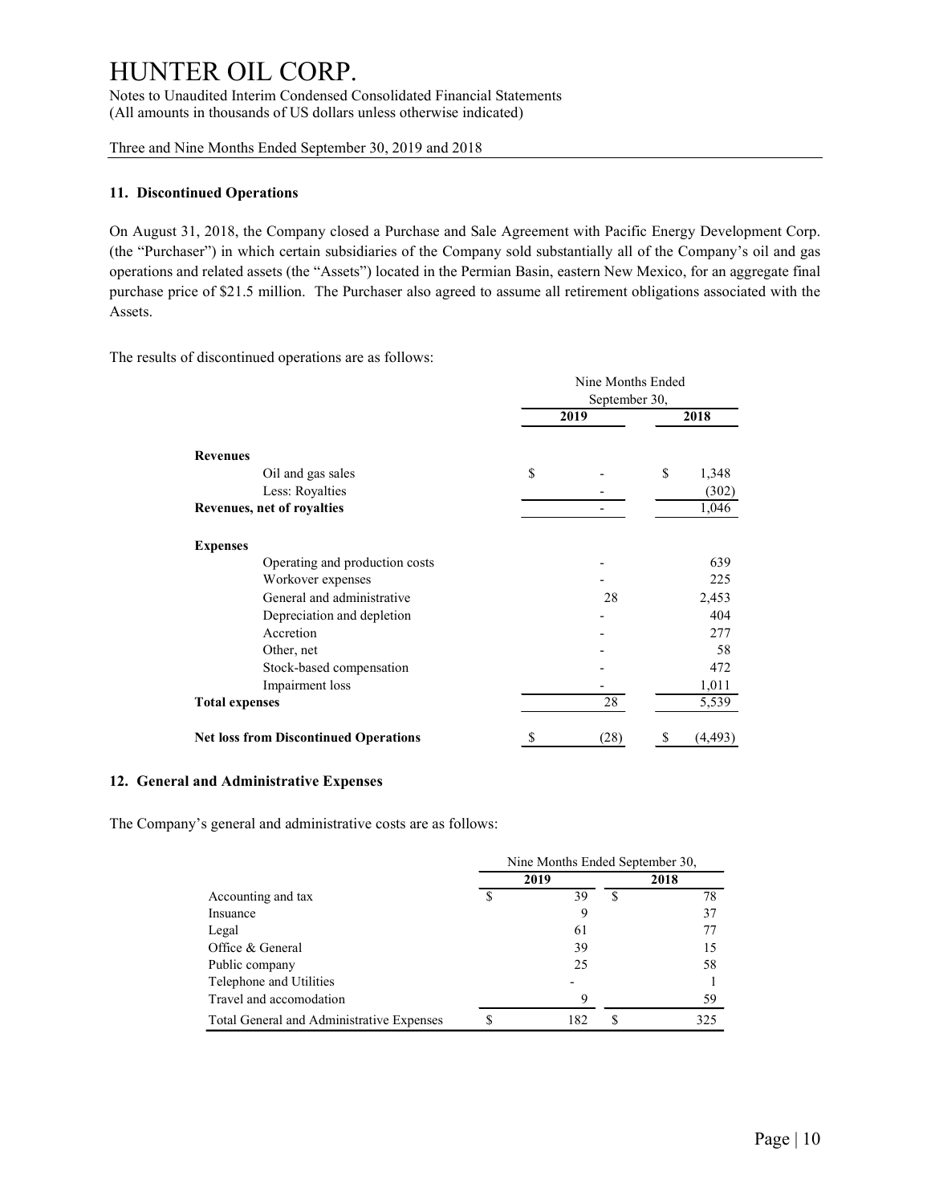# HUNTER OIL CORP.

Notes to Unaudited Interim Condensed Consolidated Financial Statements
(All amounts in thousands of US dollars unless otherwise indicated)

Three and Nine Months Ended September 30, 2019 and 2018

### 11. Discontinued Operations

On August 31, 2018, the Company closed a Purchase and Sale Agreement with Pacific Energy Development Corp. (the "Purchaser") in which certain subsidiaries of the Company sold substantially all of the Company's oil and gas operations and related assets (the "Assets") located in the Permian Basin, eastern New Mexico, for an aggregate final purchase price of $21.5 million. The Purchaser also agreed to assume all retirement obligations associated with the Assets.

The results of discontinued operations are as follows:

| | Nine Months Ended September 30, | |
|---|---|---|
| | **2019** | **2018** |
| **Revenues** | | |
| Oil and gas sales | $ - | $ 1,348 |
| Less: Royalties | - | (302) |
| **Revenues, net of royalties** | - | 1,046 |
| **Expenses** | | |
| Operating and production costs | - | 639 |
| Workover expenses | - | 225 |
| General and administrative | 28 | 2,453 |
| Depreciation and depletion | - | 404 |
| Accretion | - | 277 |
| Other, net | - | 58 |
| Stock-based compensation | - | 472 |
| Impairment loss | - | 1,011 |
| **Total expenses** | 28 | 5,539 |
| **Net loss from Discontinued Operations** | $ (28) | $ (4,493) |

### 12. General and Administrative Expenses

The Company's general and administrative costs are as follows:

| | Nine Months Ended September 30, | |
|---|---|---|
| | **2019** | **2018** |
| Accounting and tax | $ 39 | $ 78 |
| Insuance | 9 | 37 |
| Legal | 61 | 77 |
| Office & General | 39 | 15 |
| Public company | 25 | 58 |
| Telephone and Utilities | - | 1 |
| Travel and accomodation | 9 | 59 |
| Total General and Administrative Expenses | $ 182 | $ 325 |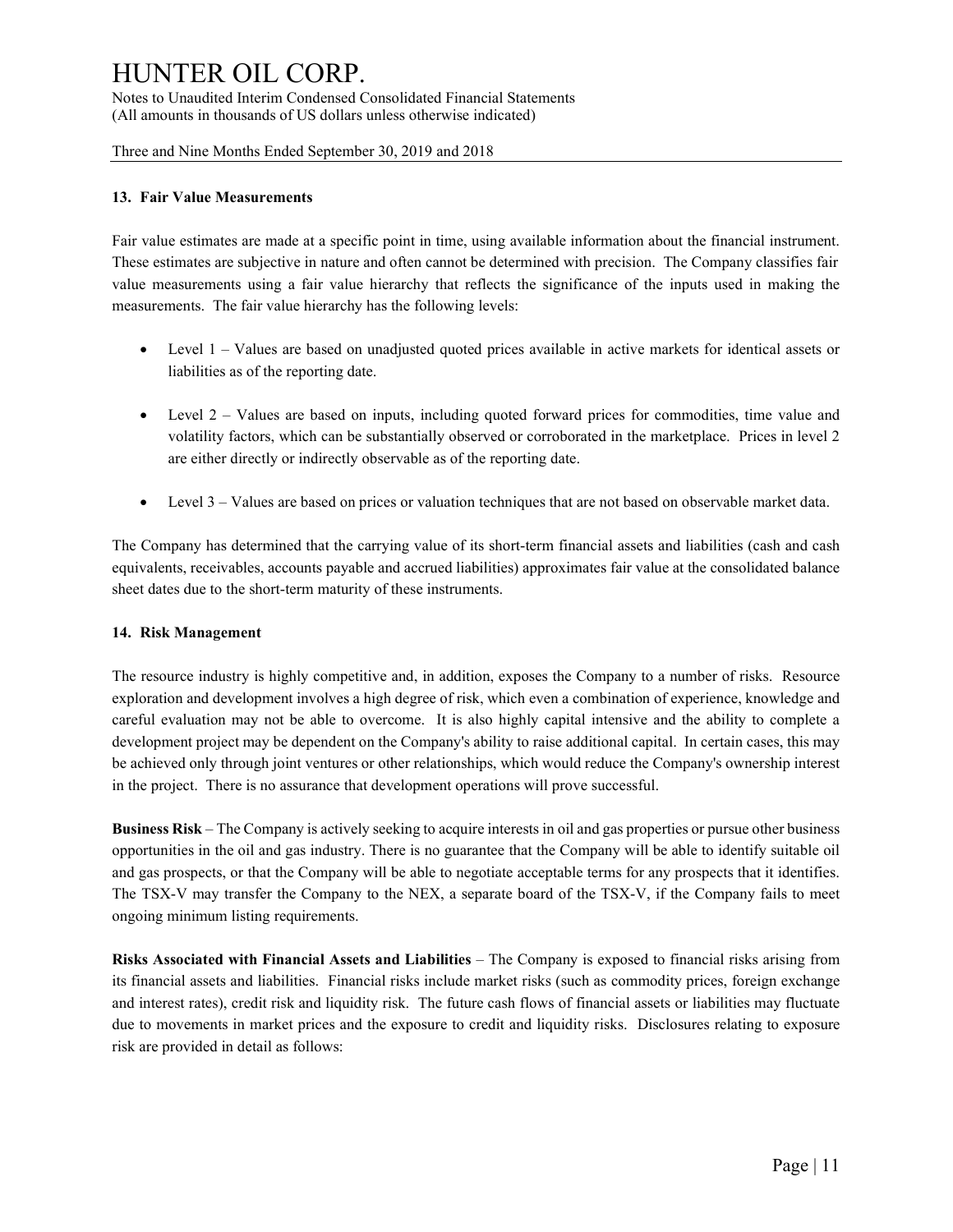### 13. Fair Value Measurements

Fair value estimates are made at a specific point in time, using available information about the financial instrument. These estimates are subjective in nature and often cannot be determined with precision. The Company classifies fair value measurements using a fair value hierarchy that reflects the significance of the inputs used in making the measurements. The fair value hierarchy has the following levels:

- Level 1 – Values are based on unadjusted quoted prices available in active markets for identical assets or liabilities as of the reporting date.
- Level 2 – Values are based on inputs, including quoted forward prices for commodities, time value and volatility factors, which can be substantially observed or corroborated in the marketplace. Prices in level 2 are either directly or indirectly observable as of the reporting date.
- Level 3 – Values are based on prices or valuation techniques that are not based on observable market data.

The Company has determined that the carrying value of its short-term financial assets and liabilities (cash and cash equivalents, receivables, accounts payable and accrued liabilities) approximates fair value at the consolidated balance sheet dates due to the short-term maturity of these instruments.

### 14. Risk Management

The resource industry is highly competitive and, in addition, exposes the Company to a number of risks. Resource exploration and development involves a high degree of risk, which even a combination of experience, knowledge and careful evaluation may not be able to overcome. It is also highly capital intensive and the ability to complete a development project may be dependent on the Company's ability to raise additional capital. In certain cases, this may be achieved only through joint ventures or other relationships, which would reduce the Company's ownership interest in the project. There is no assurance that development operations will prove successful.

**Business Risk** – The Company is actively seeking to acquire interests in oil and gas properties or pursue other business opportunities in the oil and gas industry. There is no guarantee that the Company will be able to identify suitable oil and gas prospects, or that the Company will be able to negotiate acceptable terms for any prospects that it identifies. The TSX-V may transfer the Company to the NEX, a separate board of the TSX-V, if the Company fails to meet ongoing minimum listing requirements.

**Risks Associated with Financial Assets and Liabilities** – The Company is exposed to financial risks arising from its financial assets and liabilities. Financial risks include market risks (such as commodity prices, foreign exchange and interest rates), credit risk and liquidity risk. The future cash flows of financial assets or liabilities may fluctuate due to movements in market prices and the exposure to credit and liquidity risks. Disclosures relating to exposure risk are provided in detail as follows: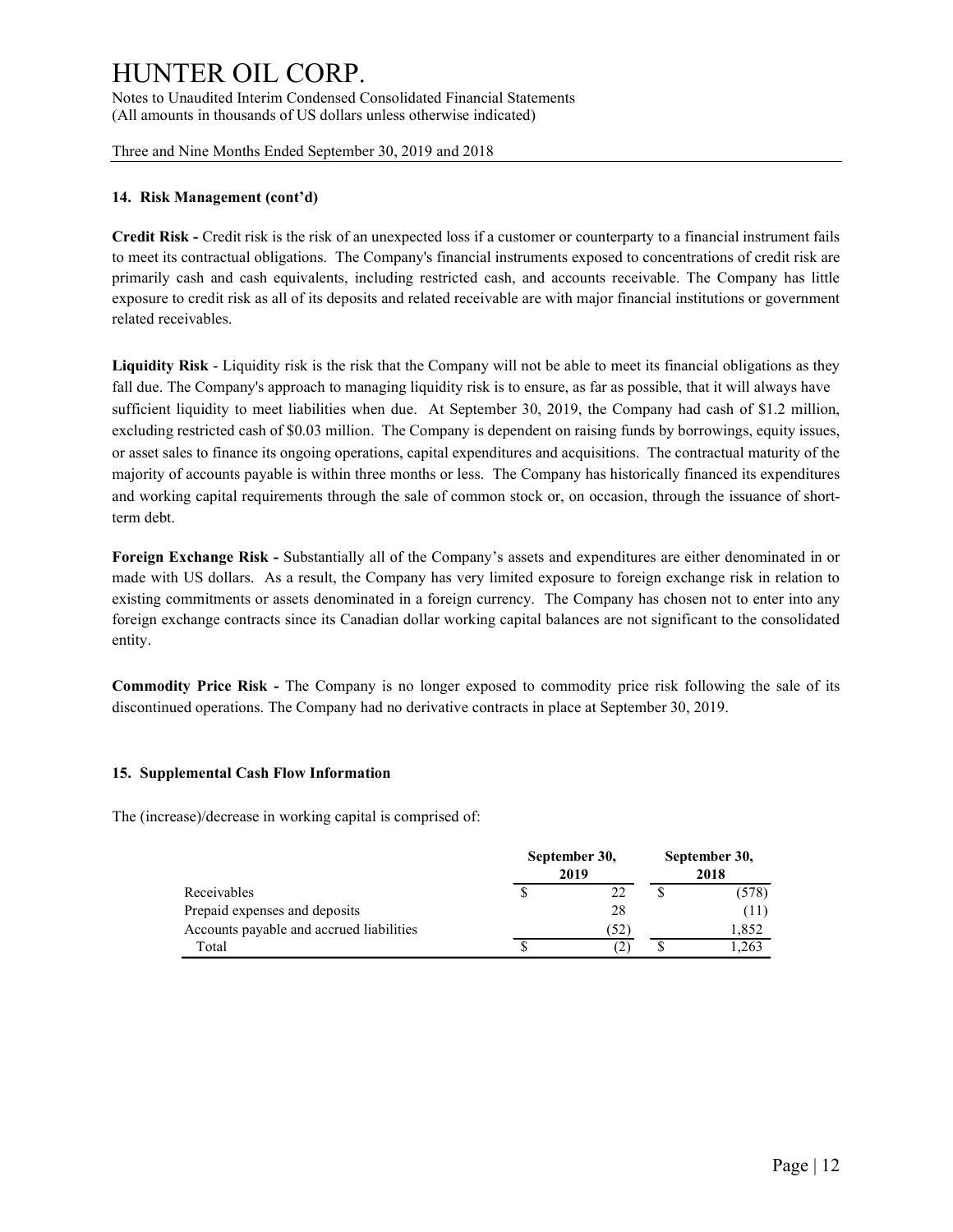### 14. Risk Management (cont'd)

**Credit Risk -** Credit risk is the risk of an unexpected loss if a customer or counterparty to a financial instrument fails to meet its contractual obligations. The Company's financial instruments exposed to concentrations of credit risk are primarily cash and cash equivalents, including restricted cash, and accounts receivable. The Company has little exposure to credit risk as all of its deposits and related receivable are with major financial institutions or government related receivables.

**Liquidity Risk** - Liquidity risk is the risk that the Company will not be able to meet its financial obligations as they fall due. The Company's approach to managing liquidity risk is to ensure, as far as possible, that it will always have sufficient liquidity to meet liabilities when due. At September 30, 2019, the Company had cash of $1.2 million, excluding restricted cash of $0.03 million. The Company is dependent on raising funds by borrowings, equity issues, or asset sales to finance its ongoing operations, capital expenditures and acquisitions. The contractual maturity of the majority of accounts payable is within three months or less. The Company has historically financed its expenditures and working capital requirements through the sale of common stock or, on occasion, through the issuance of short-term debt.

**Foreign Exchange Risk -** Substantially all of the Company's assets and expenditures are either denominated in or made with US dollars. As a result, the Company has very limited exposure to foreign exchange risk in relation to existing commitments or assets denominated in a foreign currency. The Company has chosen not to enter into any foreign exchange contracts since its Canadian dollar working capital balances are not significant to the consolidated entity.

**Commodity Price Risk -** The Company is no longer exposed to commodity price risk following the sale of its discontinued operations. The Company had no derivative contracts in place at September 30, 2019.

### 15. Supplemental Cash Flow Information

The (increase)/decrease in working capital is comprised of:

| | September 30, 2019 | September 30, 2018 |
|---|---|---|
| Receivables | $ 22 | $ (578) |
| Prepaid expenses and deposits | 28 | (11) |
| Accounts payable and accrued liabilities | (52) | 1,852 |
| Total | $ (2) | $ 1,263 |